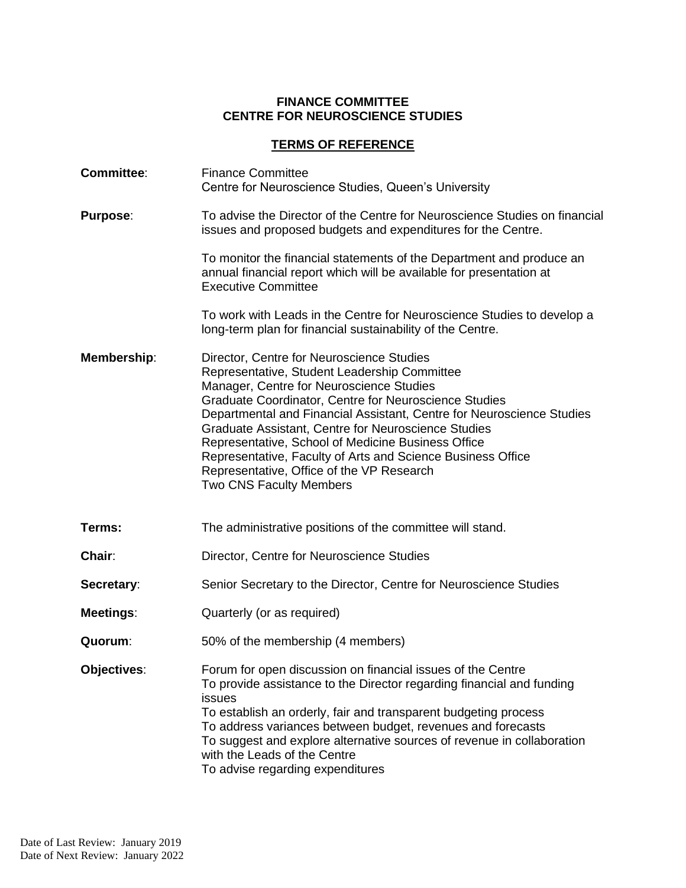# FINANCE COMMITTEE
# CENTRE FOR NEUROSCIENCE STUDIES

## TERMS OF REFERENCE

**Committee**: Finance Committee
Centre for Neuroscience Studies, Queen's University

**Purpose**: To advise the Director of the Centre for Neuroscience Studies on financial issues and proposed budgets and expenditures for the Centre.

To monitor the financial statements of the Department and produce an annual financial report which will be available for presentation at Executive Committee

To work with Leads in the Centre for Neuroscience Studies to develop a long-term plan for financial sustainability of the Centre.

**Membership**:
Director, Centre for Neuroscience Studies
Representative, Student Leadership Committee
Manager, Centre for Neuroscience Studies
Graduate Coordinator, Centre for Neuroscience Studies
Departmental and Financial Assistant, Centre for Neuroscience Studies
Graduate Assistant, Centre for Neuroscience Studies
Representative, School of Medicine Business Office
Representative, Faculty of Arts and Science Business Office
Representative, Office of the VP Research
Two CNS Faculty Members

**Terms:** The administrative positions of the committee will stand.

**Chair**: Director, Centre for Neuroscience Studies

**Secretary**: Senior Secretary to the Director, Centre for Neuroscience Studies

**Meetings**: Quarterly (or as required)

**Quorum**: 50% of the membership (4 members)

**Objectives**:
Forum for open discussion on financial issues of the Centre
To provide assistance to the Director regarding financial and funding issues
To establish an orderly, fair and transparent budgeting process
To address variances between budget, revenues and forecasts
To suggest and explore alternative sources of revenue in collaboration with the Leads of the Centre
To advise regarding expenditures

Date of Last Review: January 2019
Date of Next Review: January 2022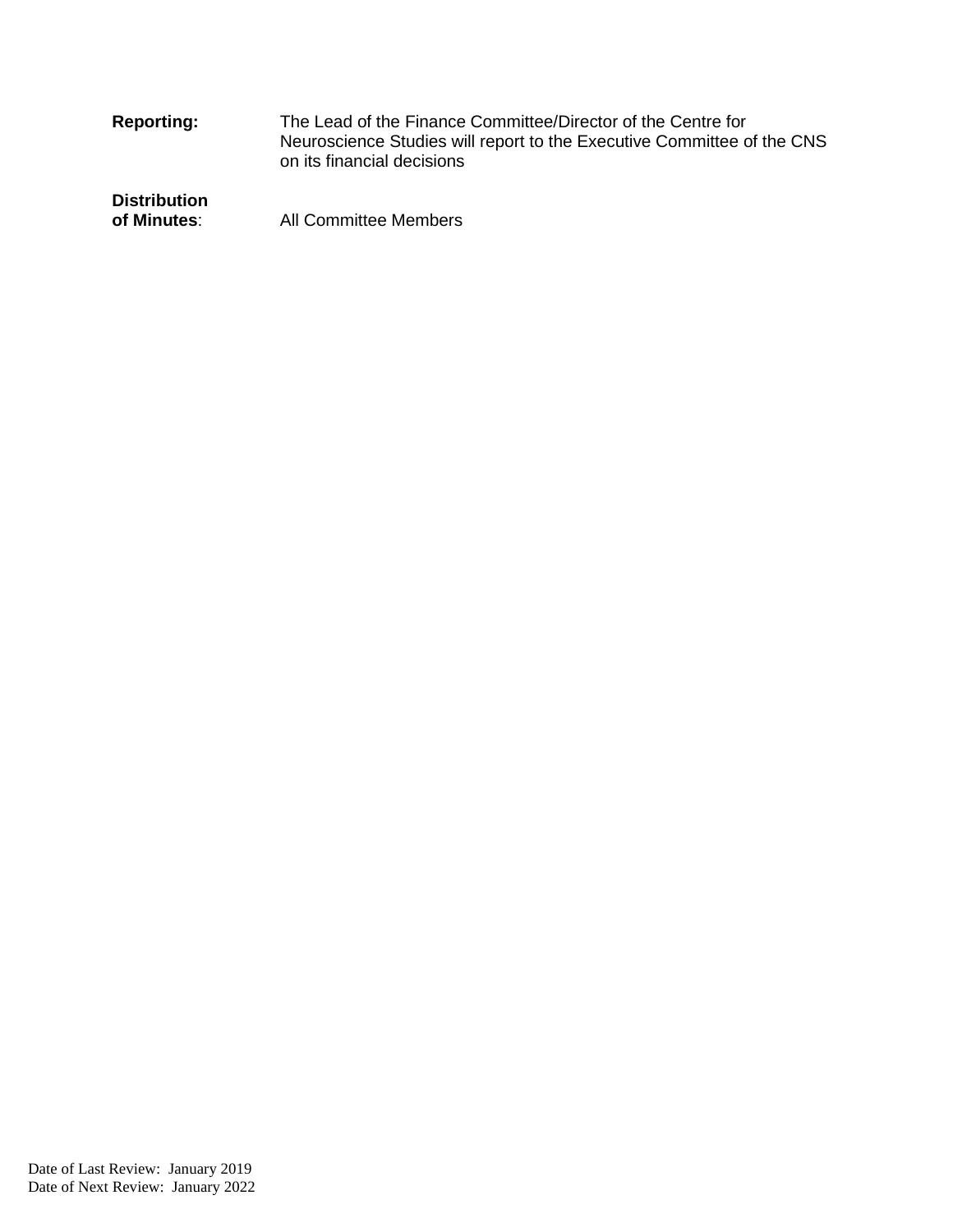**Reporting:** The Lead of the Finance Committee/Director of the Centre for Neuroscience Studies will report to the Executive Committee of the CNS on its financial decisions

**Distribution of Minutes**: All Committee Members

Date of Last Review: January 2019
Date of Next Review: January 2022